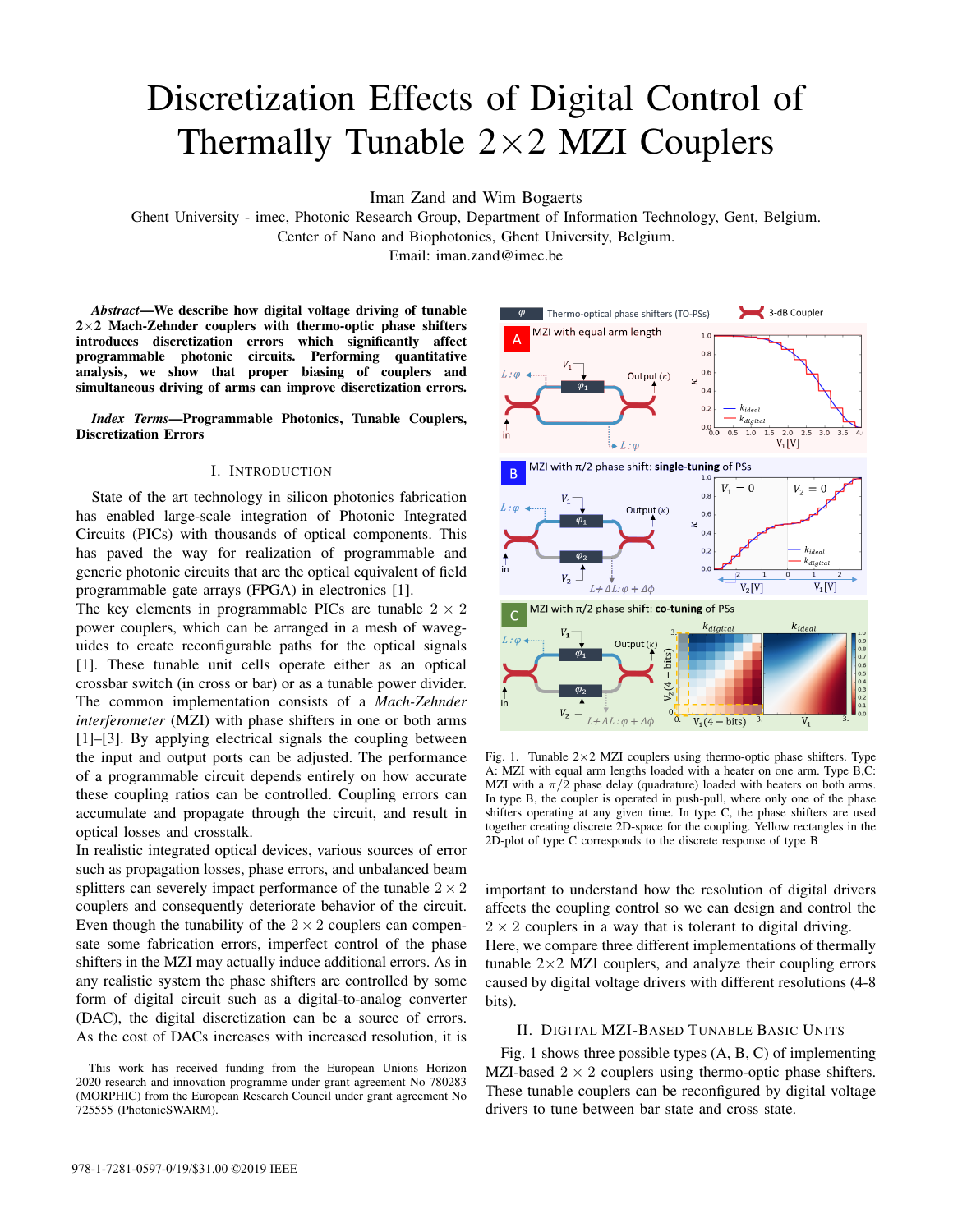# Discretization Effects of Digital Control of Thermally Tunable 2×2 MZI Couplers

Iman Zand and Wim Bogaerts

Ghent University - imec, Photonic Research Group, Department of Information Technology, Gent, Belgium.
Center of Nano and Biophotonics, Ghent University, Belgium.
Email: iman.zand@imec.be

***Abstract*—We describe how digital voltage driving of tunable 2×2 Mach-Zehnder couplers with thermo-optic phase shifters introduces discretization errors which significantly affect programmable photonic circuits. Performing quantitative analysis, we show that proper biasing of couplers and simultaneous driving of arms can improve discretization errors.**

***Index Terms*—Programmable Photonics, Tunable Couplers, Discretization Errors**

## I. Introduction

State of the art technology in silicon photonics fabrication has enabled large-scale integration of Photonic Integrated Circuits (PICs) with thousands of optical components. This has paved the way for realization of programmable and generic photonic circuits that are the optical equivalent of field programmable gate arrays (FPGA) in electronics [1].

The key elements in programmable PICs are tunable $2 \times 2$ power couplers, which can be arranged in a mesh of waveguides to create reconfigurable paths for the optical signals [1]. These tunable unit cells operate either as an optical crossbar switch (in cross or bar) or as a tunable power divider. The common implementation consists of a *Mach-Zehnder interferometer* (MZI) with phase shifters in one or both arms [1]–[3]. By applying electrical signals the coupling between the input and output ports can be adjusted. The performance of a programmable circuit depends entirely on how accurate these coupling ratios can be controlled. Coupling errors can accumulate and propagate through the circuit, and result in optical losses and crosstalk.

In realistic integrated optical devices, various sources of error such as propagation losses, phase errors, and unbalanced beam splitters can severely impact performance of the tunable $2 \times 2$ couplers and consequently deteriorate behavior of the circuit. Even though the tunability of the $2 \times 2$ couplers can compensate some fabrication errors, imperfect control of the phase shifters in the MZI may actually induce additional errors. As in any realistic system the phase shifters are controlled by some form of digital circuit such as a digital-to-analog converter (DAC), the digital discretization can be a source of errors. As the cost of DACs increases with increased resolution, it is important to understand how the resolution of digital drivers affects the coupling control so we can design and control the $2 \times 2$ couplers in a way that is tolerant to digital driving.

Here, we compare three different implementations of thermally tunable 2×2 MZI couplers, and analyze their coupling errors caused by digital voltage drivers with different resolutions (4-8 bits).

Fig. 1. Tunable 2×2 MZI couplers using thermo-optic phase shifters. Type A: MZI with equal arm lengths loaded with a heater on one arm. Type B,C: MZI with a $\pi/2$ phase delay (quadrature) loaded with heaters on both arms. In type B, the coupler is operated in push-pull, where only one of the phase shifters operating at any given time. In type C, the phase shifters are used together creating discrete 2D-space for the coupling. Yellow rectangles in the 2D-plot of type C corresponds to the discrete response of type B

## II. Digital MZI-Based Tunable Basic Units

Fig. 1 shows three possible types (A, B, C) of implementing MZI-based $2 \times 2$ couplers using thermo-optic phase shifters. These tunable couplers can be reconfigured by digital voltage drivers to tune between bar state and cross state.

This work has received funding from the European Unions Horizon 2020 research and innovation programme under grant agreement No 780283 (MORPHIC) from the European Research Council under grant agreement No 725555 (PhotonicSWARM).

978-1-7281-0597-0/19/$31.00 ©2019 IEEE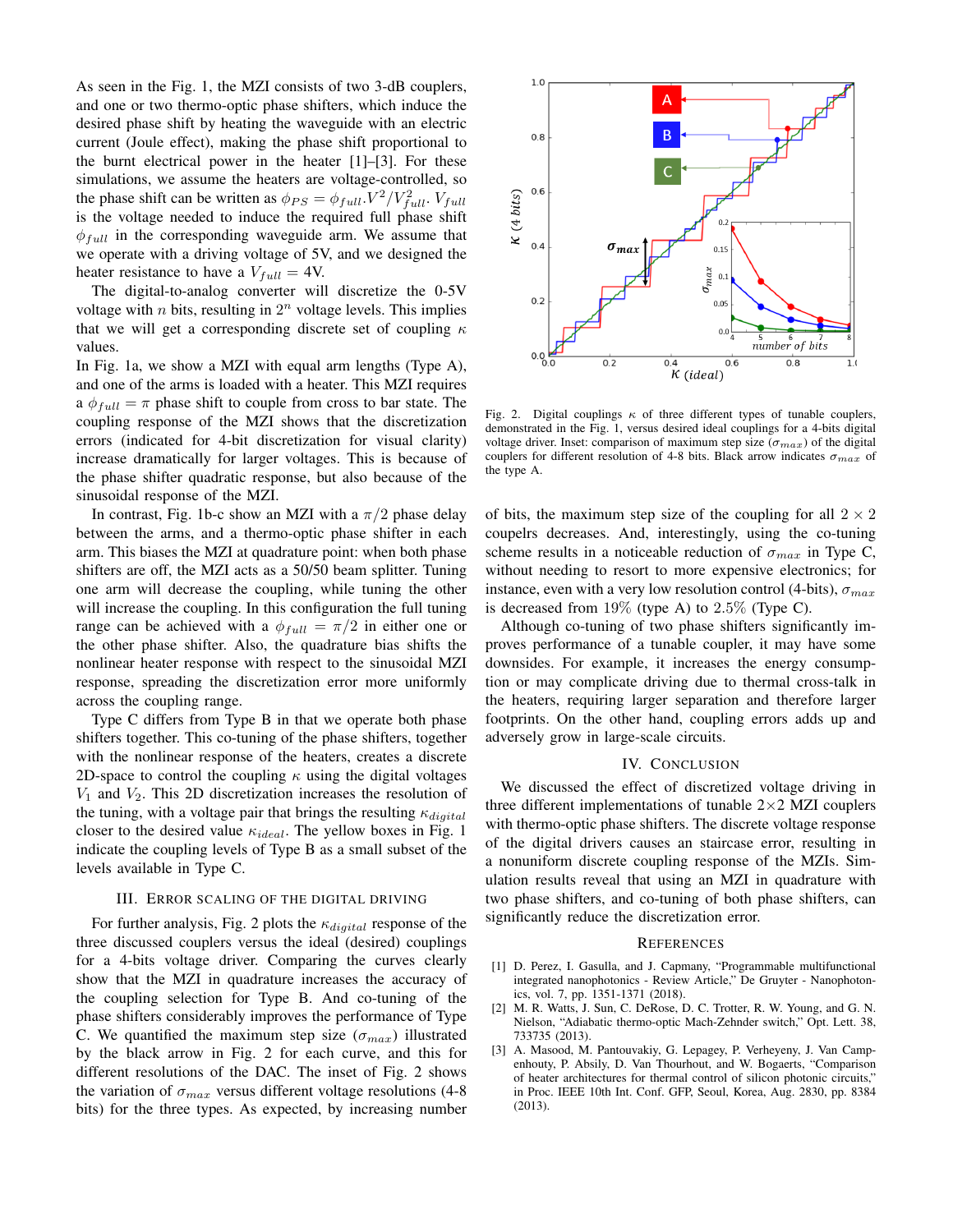As seen in the Fig. 1, the MZI consists of two 3-dB couplers, and one or two thermo-optic phase shifters, which induce the desired phase shift by heating the waveguide with an electric current (Joule effect), making the phase shift proportional to the burnt electrical power in the heater [1]–[3]. For these simulations, we assume the heaters are voltage-controlled, so the phase shift can be written as $\phi_{PS} = \phi_{full}.V^2/V_{full}^2$. $V_{full}$ is the voltage needed to induce the required full phase shift $\phi_{full}$ in the corresponding waveguide arm. We assume that we operate with a driving voltage of 5V, and we designed the heater resistance to have a $V_{full} = 4$V.

The digital-to-analog converter will discretize the 0-5V voltage with $n$ bits, resulting in $2^n$ voltage levels. This implies that we will get a corresponding discrete set of coupling $\kappa$ values.

In Fig. 1a, we show a MZI with equal arm lengths (Type A), and one of the arms is loaded with a heater. This MZI requires a $\phi_{full} = \pi$ phase shift to couple from cross to bar state. The coupling response of the MZI shows that the discretization errors (indicated for 4-bit discretization for visual clarity) increase dramatically for larger voltages. This is because of the phase shifter quadratic response, but also because of the sinusoidal response of the MZI.

In contrast, Fig. 1b-c show an MZI with a $\pi/2$ phase delay between the arms, and a thermo-optic phase shifter in each arm. This biases the MZI at quadrature point: when both phase shifters are off, the MZI acts as a 50/50 beam splitter. Tuning one arm will decrease the coupling, while tuning the other will increase the coupling. In this configuration the full tuning range can be achieved with a $\phi_{full} = \pi/2$ in either one or the other phase shifter. Also, the quadrature bias shifts the nonlinear heater response with respect to the sinusoidal MZI response, spreading the discretization error more uniformly across the coupling range.

Type C differs from Type B in that we operate both phase shifters together. This co-tuning of the phase shifters, together with the nonlinear response of the heaters, creates a discrete 2D-space to control the coupling $\kappa$ using the digital voltages $V_1$ and $V_2$. This 2D discretization increases the resolution of the tuning, with a voltage pair that brings the resulting $\kappa_{digital}$ closer to the desired value $\kappa_{ideal}$. The yellow boxes in Fig. 1 indicate the coupling levels of Type B as a small subset of the levels available in Type C.

## III. Error Scaling of the Digital Driving

For further analysis, Fig. 2 plots the $\kappa_{digital}$ response of the three discussed couplers versus the ideal (desired) couplings for a 4-bits voltage driver. Comparing the curves clearly show that the MZI in quadrature increases the accuracy of the coupling selection for Type B. And co-tuning of the phase shifters considerably improves the performance of Type C. We quantified the maximum step size ($\sigma_{max}$) illustrated by the black arrow in Fig. 2 for each curve, and this for different resolutions of the DAC. The inset of Fig. 2 shows the variation of $\sigma_{max}$ versus different voltage resolutions (4-8 bits) for the three types. As expected, by increasing number

A
B
C
1.0
0.8
0.6
0.4
0.2
0.0
$\kappa$ (4 bits)
$\sigma_{max}$
0.0
0.2
0.4
0.6
0.8
1.0
$\kappa$ (ideal)
0.2
0.15
0.1
0.05
0.0
$\sigma_{max}$
4
5
6
7
8
number of bits

Fig. 2. Digital couplings $\kappa$ of three different types of tunable couplers, demonstrated in the Fig. 1, versus desired ideal couplings for a 4-bits digital voltage driver. Inset: comparison of maximum step size ($\sigma_{max}$) of the digital couplers for different resolution of 4-8 bits. Black arrow indicates $\sigma_{max}$ of the type A.

of bits, the maximum step size of the coupling for all $2 \times 2$ coupelrs decreases. And, interestingly, using the co-tuning scheme results in a noticeable reduction of $\sigma_{max}$ in Type C, without needing to resort to more expensive electronics; for instance, even with a very low resolution control (4-bits), $\sigma_{max}$ is decreased from 19% (type A) to 2.5% (Type C).

Although co-tuning of two phase shifters significantly improves performance of a tunable coupler, it may have some downsides. For example, it increases the energy consumption or may complicate driving due to thermal cross-talk in the heaters, requiring larger separation and therefore larger footprints. On the other hand, coupling errors adds up and adversely grow in large-scale circuits.

## IV. Conclusion

We discussed the effect of discretized voltage driving in three different implementations of tunable $2\times2$ MZI couplers with thermo-optic phase shifters. The discrete voltage response of the digital drivers causes an staircase error, resulting in a nonuniform discrete coupling response of the MZIs. Simulation results reveal that using an MZI in quadrature with two phase shifters, and co-tuning of both phase shifters, can significantly reduce the discretization error.

## References

[1] D. Perez, I. Gasulla, and J. Capmany, "Programmable multifunctional integrated nanophotonics - Review Article," De Gruyter - Nanophotonics, vol. 7, pp. 1351-1371 (2018).

[2] M. R. Watts, J. Sun, C. DeRose, D. C. Trotter, R. W. Young, and G. N. Nielson, "Adiabatic thermo-optic Mach-Zehnder switch," Opt. Lett. 38, 733735 (2013).

[3] A. Masood, M. Pantouvakiy, G. Lepagey, P. Verheyeny, J. Van Campenhouty, P. Absily, D. Van Thourhout, and W. Bogaerts, "Comparison of heater architectures for thermal control of silicon photonic circuits," in Proc. IEEE 10th Int. Conf. GFP, Seoul, Korea, Aug. 2830, pp. 8384 (2013).